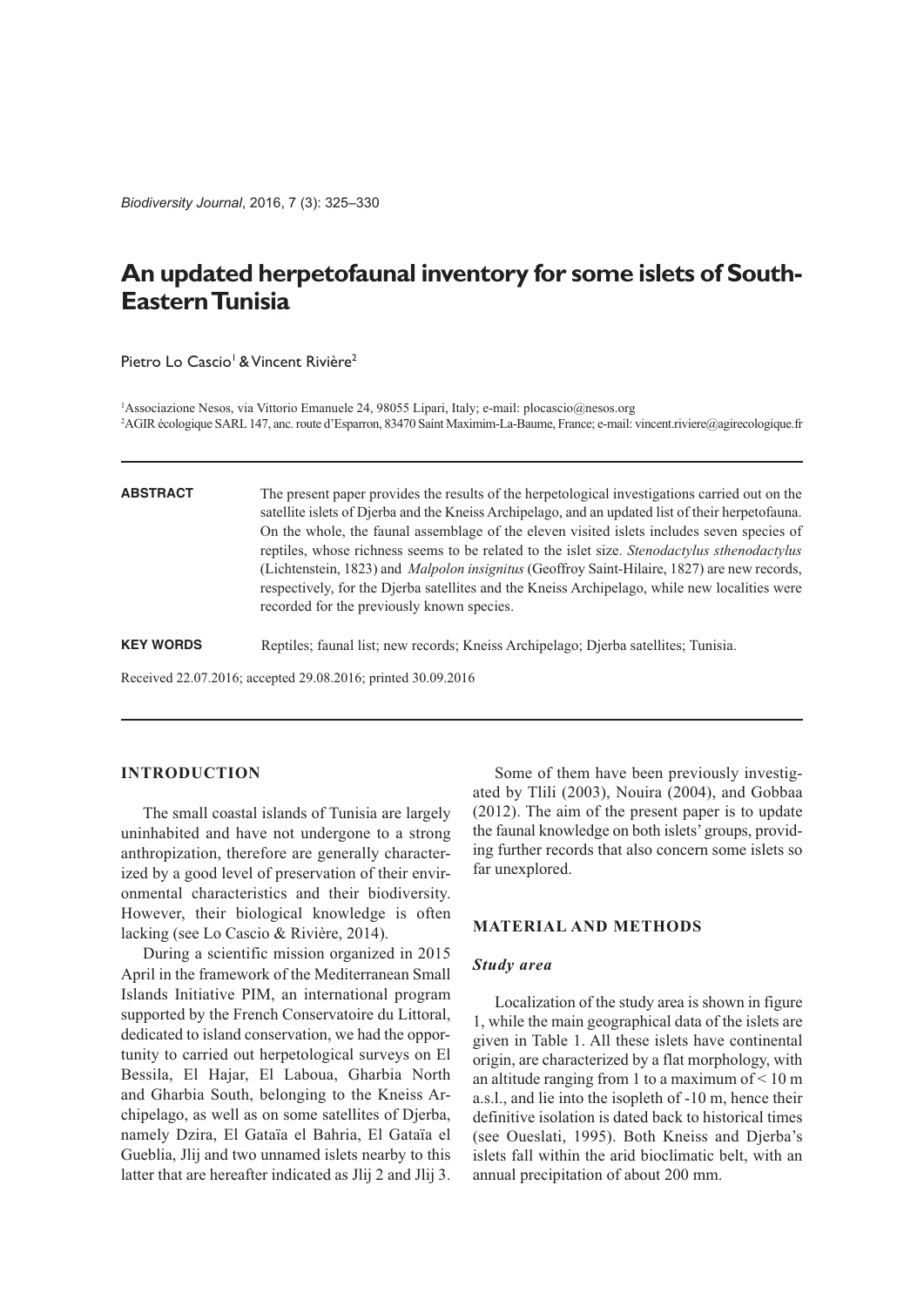# An updated herpetofaunal inventory for some islets of South-Eastern Tunisia

Pietro Lo Cascio[1] & Vincent Rivière[2]

[1]Associazione Nesos, via Vittorio Emanuele 24, 98055 Lipari, Italy; e-mail: plocascio@nesos.org
[2]AGIR écologique SARL 147, anc. route d'Esparron, 83470 Saint Maximim-La-Baume, France; e-mail: vincent.riviere@agirecologique.fr

**ABSTRACT** The present paper provides the results of the herpetological investigations carried out on the satellite islets of Djerba and the Kneiss Archipelago, and an updated list of their herpetofauna. On the whole, the faunal assemblage of the eleven visited islets includes seven species of reptiles, whose richness seems to be related to the islet size. *Stenodactylus sthenodactylus* (Lichtenstein, 1823) and *Malpolon insignitus* (Geoffroy Saint-Hilaire, 1827) are new records, respectively, for the Djerba satellites and the Kneiss Archipelago, while new localities were recorded for the previously known species.

**KEY WORDS** Reptiles; faunal list; new records; Kneiss Archipelago; Djerba satellites; Tunisia.

Received 22.07.2016; accepted 29.08.2016; printed 30.09.2016

## INTRODUCTION

The small coastal islands of Tunisia are largely uninhabited and have not undergone to a strong anthropization, therefore are generally characterized by a good level of preservation of their environmental characteristics and their biodiversity. However, their biological knowledge is often lacking (see Lo Cascio & Rivière, 2014).

During a scientific mission organized in 2015 April in the framework of the Mediterranean Small Islands Initiative PIM, an international program supported by the French Conservatoire du Littoral, dedicated to island conservation, we had the opportunity to carried out herpetological surveys on El Bessila, El Hajar, El Laboua, Gharbia North and Gharbia South, belonging to the Kneiss Archipelago, as well as on some satellites of Djerba, namely Dzira, El Gataïa el Bahria, El Gataïa el Gueblia, Jlij and two unnamed islets nearby to this latter that are hereafter indicated as Jlij 2 and Jlij 3.

Some of them have been previously investigated by Tlili (2003), Nouira (2004), and Gobbaa (2012). The aim of the present paper is to update the faunal knowledge on both islets' groups, providing further records that also concern some islets so far unexplored.

## MATERIAL AND METHODS

### *Study area*

Localization of the study area is shown in figure 1, while the main geographical data of the islets are given in Table 1. All these islets have continental origin, are characterized by a flat morphology, with an altitude ranging from 1 to a maximum of < 10 m a.s.l., and lie into the isopleth of -10 m, hence their definitive isolation is dated back to historical times (see Oueslati, 1995). Both Kneiss and Djerba's islets fall within the arid bioclimatic belt, with an annual precipitation of about 200 mm.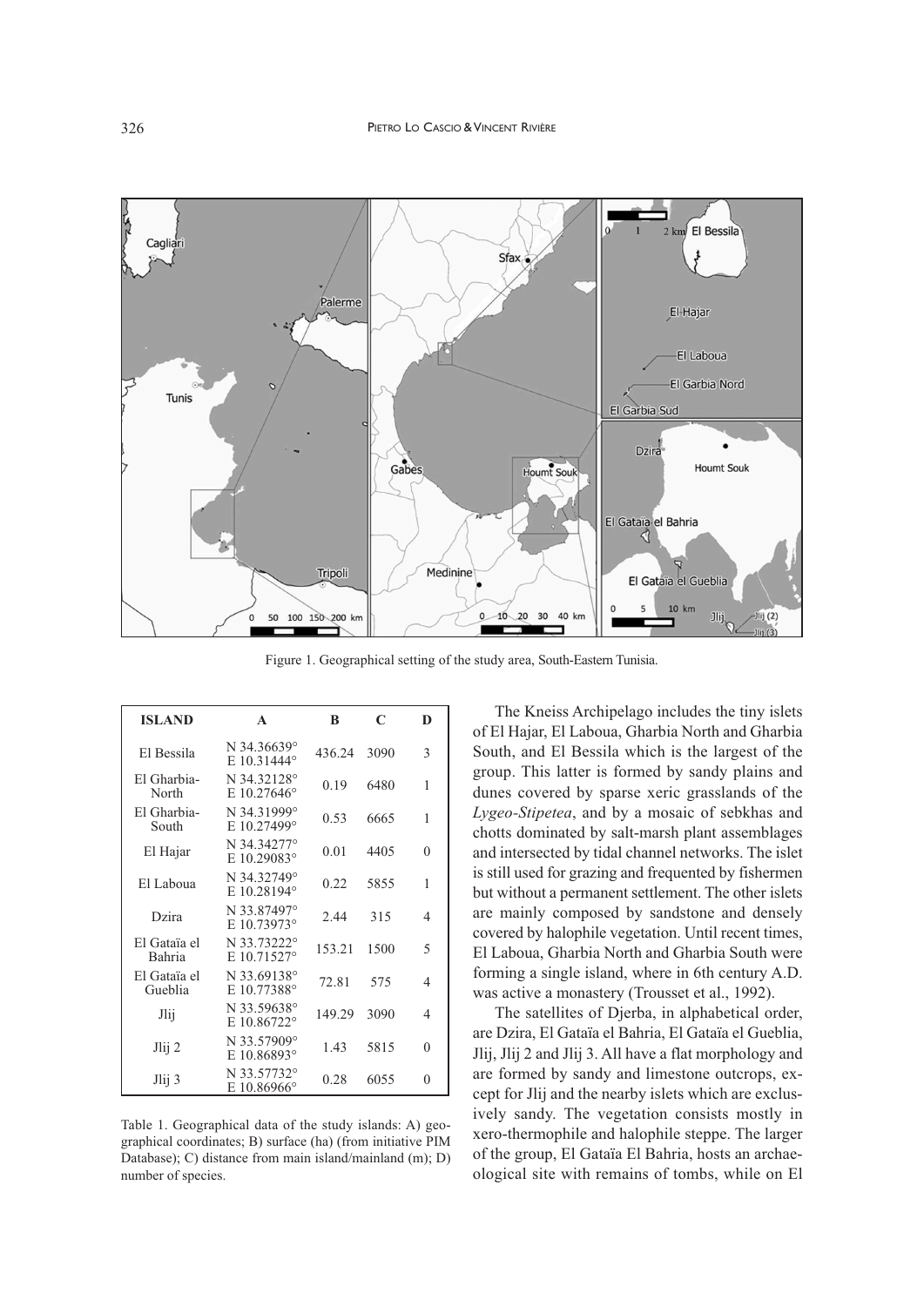Figure 1. Geographical setting of the study area, South-Eastern Tunisia.

| ISLAND | A | B | C | D |
|---|---|---|---|---|
| El Bessila | N 34.36639° E 10.31444° | 436.24 | 3090 | 3 |
| El Gharbia-North | N 34.32128° E 10.27646° | 0.19 | 6480 | 1 |
| El Gharbia-South | N 34.31999° E 10.27499° | 0.53 | 6665 | 1 |
| El Hajar | N 34.34277° E 10.29083° | 0.01 | 4405 | 0 |
| El Laboua | N 34.32749° E 10.28194° | 0.22 | 5855 | 1 |
| Dzira | N 33.87497° E 10.73973° | 2.44 | 315 | 4 |
| El Gataïa el Bahria | N 33.73222° E 10.71527° | 153.21 | 1500 | 5 |
| El Gataïa el Gueblia | N 33.69138° E 10.77388° | 72.81 | 575 | 4 |
| Jlij | N 33.59638° E 10.86722° | 149.29 | 3090 | 4 |
| Jlij 2 | N 33.57909° E 10.86893° | 1.43 | 5815 | 0 |
| Jlij 3 | N 33.57732° E 10.86966° | 0.28 | 6055 | 0 |

Table 1. Geographical data of the study islands: A) geographical coordinates; B) surface (ha) (from initiative PIM Database); C) distance from main island/mainland (m); D) number of species.

The Kneiss Archipelago includes the tiny islets of El Hajar, El Laboua, Gharbia North and Gharbia South, and El Bessila which is the largest of the group. This latter is formed by sandy plains and dunes covered by sparse xeric grasslands of the *Lygeo-Stipetea*, and by a mosaic of sebkhas and chotts dominated by salt-marsh plant assemblages and intersected by tidal channel networks. The islet is still used for grazing and frequented by fishermen but without a permanent settlement. The other islets are mainly composed by sandstone and densely covered by halophile vegetation. Until recent times, El Laboua, Gharbia North and Gharbia South were forming a single island, where in 6th century A.D. was active a monastery (Trousset et al., 1992).

The satellites of Djerba, in alphabetical order, are Dzira, El Gataïa el Bahria, El Gataïa el Gueblia, Jlij, Jlij 2 and Jlij 3. All have a flat morphology and are formed by sandy and limestone outcrops, except for Jlij and the nearby islets which are exclusively sandy. The vegetation consists mostly in xero-thermophile and halophile steppe. The larger of the group, El Gataïa El Bahria, hosts an archaeological site with remains of tombs, while on El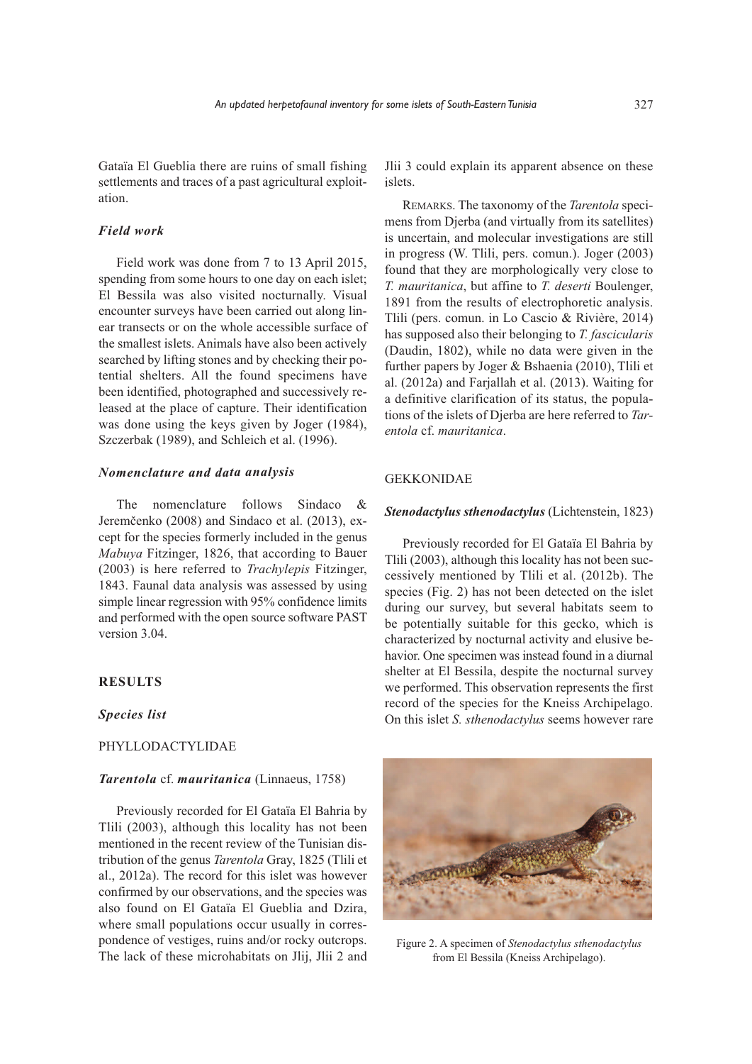Gataïa El Gueblia there are ruins of small fishing settlements and traces of a past agricultural exploitation.

### *Field work*

Field work was done from 7 to 13 April 2015, spending from some hours to one day on each islet; El Bessila was also visited nocturnally. Visual encounter surveys have been carried out along linear transects or on the whole accessible surface of the smallest islets. Animals have also been actively searched by lifting stones and by checking their potential shelters. All the found specimens have been identified, photographed and successively released at the place of capture. Their identification was done using the keys given by Joger (1984), Szczerbak (1989), and Schleich et al. (1996).

### *Nomenclature and data analysis*

The nomenclature follows Sindaco & Jeremčenko (2008) and Sindaco et al. (2013), except for the species formerly included in the genus *Mabuya* Fitzinger, 1826, that according to Bauer (2003) is here referred to *Trachylepis* Fitzinger, 1843. Faunal data analysis was assessed by using simple linear regression with 95% confidence limits and performed with the open source software PAST version 3.04.

## RESULTS

### *Species list*

PHYLLODACTYLIDAE

***Tarentola* cf. *mauritanica*** (Linnaeus, 1758)

Previously recorded for El Gataïa El Bahria by Tlili (2003), although this locality has not been mentioned in the recent review of the Tunisian distribution of the genus *Tarentola* Gray, 1825 (Tlili et al., 2012a). The record for this islet was however confirmed by our observations, and the species was also found on El Gataïa El Gueblia and Dzira, where small populations occur usually in correspondence of vestiges, ruins and/or rocky outcrops. The lack of these microhabitats on Jlij, Jlii 2 and Jlii 3 could explain its apparent absence on these islets.

REMARKS. The taxonomy of the *Tarentola* specimens from Djerba (and virtually from its satellites) is uncertain, and molecular investigations are still in progress (W. Tlili, pers. comun.). Joger (2003) found that they are morphologically very close to *T. mauritanica*, but affine to *T. deserti* Boulenger, 1891 from the results of electrophoretic analysis. Tlili (pers. comun. in Lo Cascio & Rivière, 2014) has supposed also their belonging to *T. fascicularis* (Daudin, 1802), while no data were given in the further papers by Joger & Bshaenia (2010), Tlili et al. (2012a) and Farjallah et al. (2013). Waiting for a definitive clarification of its status, the populations of the islets of Djerba are here referred to *Tarentola* cf. *mauritanica*.

GEKKONIDAE

***Stenodactylus sthenodactylus*** (Lichtenstein, 1823)

Previously recorded for El Gataïa El Bahria by Tlili (2003), although this locality has not been successively mentioned by Tlili et al. (2012b). The species (Fig. 2) has not been detected on the islet during our survey, but several habitats seem to be potentially suitable for this gecko, which is characterized by nocturnal activity and elusive behavior. One specimen was instead found in a diurnal shelter at El Bessila, despite the nocturnal survey we performed. This observation represents the first record of the species for the Kneiss Archipelago. On this islet *S. sthenodactylus* seems however rare

Figure 2. A specimen of *Stenodactylus sthenodactylus* from El Bessila (Kneiss Archipelago).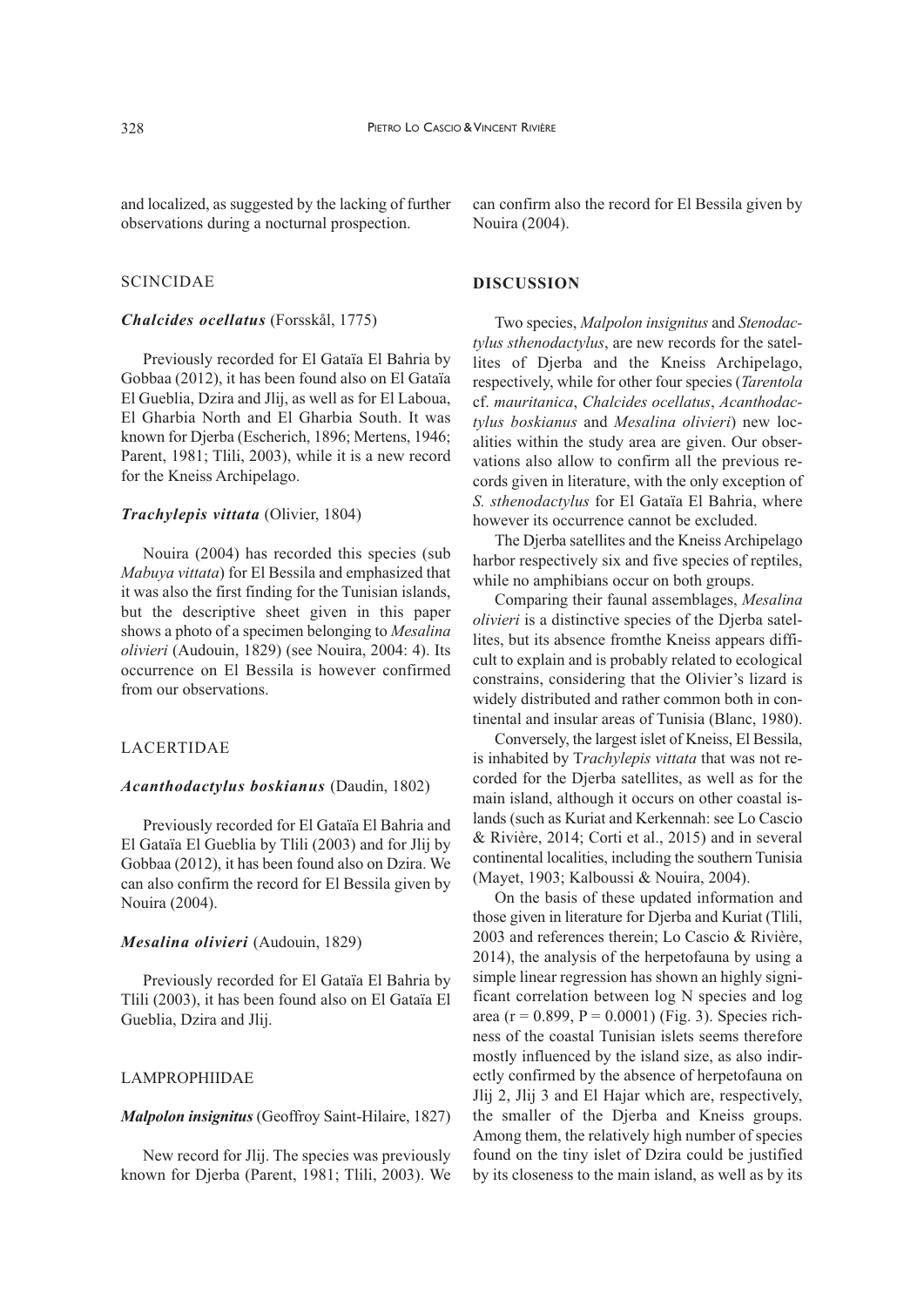and localized, as suggested by the lacking of further observations during a nocturnal prospection.

### SCINCIDAE

#### *Chalcides ocellatus* (Forsskål, 1775)

Previously recorded for El Gataïa El Bahria by Gobbaa (2012), it has been found also on El Gataïa El Gueblia, Dzira and Jlij, as well as for El Laboua, El Gharbia North and El Gharbia South. It was known for Djerba (Escherich, 1896; Mertens, 1946; Parent, 1981; Tlili, 2003), while it is a new record for the Kneiss Archipelago.

#### *Trachylepis vittata* (Olivier, 1804)

Nouira (2004) has recorded this species (sub *Mabuya vittata*) for El Bessila and emphasized that it was also the first finding for the Tunisian islands, but the descriptive sheet given in this paper shows a photo of a specimen belonging to *Mesalina olivieri* (Audouin, 1829) (see Nouira, 2004: 4). Its occurrence on El Bessila is however confirmed from our observations.

### LACERTIDAE

#### *Acanthodactylus boskianus* (Daudin, 1802)

Previously recorded for El Gataïa El Bahria and El Gataïa El Gueblia by Tlili (2003) and for Jlij by Gobbaa (2012), it has been found also on Dzira. We can also confirm the record for El Bessila given by Nouira (2004).

#### *Mesalina olivieri* (Audouin, 1829)

Previously recorded for El Gataïa El Bahria by Tlili (2003), it has been found also on El Gataïa El Gueblia, Dzira and Jlij.

### LAMPROPHIIDAE

#### *Malpolon insignitus* (Geoffroy Saint-Hilaire, 1827)

New record for Jlij. The species was previously known for Djerba (Parent, 1981; Tlili, 2003). We can confirm also the record for El Bessila given by Nouira (2004).

## DISCUSSION

Two species, *Malpolon insignitus* and *Stenodactylus sthenodactylus*, are new records for the satellites of Djerba and the Kneiss Archipelago, respectively, while for other four species (*Tarentola* cf. *mauritanica*, *Chalcides ocellatus*, *Acanthodactylus boskianus* and *Mesalina olivieri*) new localities within the study area are given. Our observations also allow to confirm all the previous records given in literature, with the only exception of *S. sthenodactylus* for El Gataïa El Bahria, where however its occurrence cannot be excluded.

The Djerba satellites and the Kneiss Archipelago harbor respectively six and five species of reptiles, while no amphibians occur on both groups.

Comparing their faunal assemblages, *Mesalina olivieri* is a distinctive species of the Djerba satellites, but its absence fromthe Kneiss appears difficult to explain and is probably related to ecological constrains, considering that the Olivier's lizard is widely distributed and rather common both in continental and insular areas of Tunisia (Blanc, 1980).

Conversely, the largest islet of Kneiss, El Bessila, is inhabited by T*rachylepis vittata* that was not recorded for the Djerba satellites, as well as for the main island, although it occurs on other coastal islands (such as Kuriat and Kerkennah: see Lo Cascio & Rivière, 2014; Corti et al., 2015) and in several continental localities, including the southern Tunisia (Mayet, 1903; Kalboussi & Nouira, 2004).

On the basis of these updated information and those given in literature for Djerba and Kuriat (Tlili, 2003 and references therein; Lo Cascio & Rivière, 2014), the analysis of the herpetofauna by using a simple linear regression has shown an highly significant correlation between log N species and log area ($r = 0.899$, $P = 0.0001$) (Fig. 3). Species richness of the coastal Tunisian islets seems therefore mostly influenced by the island size, as also indirectly confirmed by the absence of herpetofauna on Jlij 2, Jlij 3 and El Hajar which are, respectively, the smaller of the Djerba and Kneiss groups. Among them, the relatively high number of species found on the tiny islet of Dzira could be justified by its closeness to the main island, as well as by its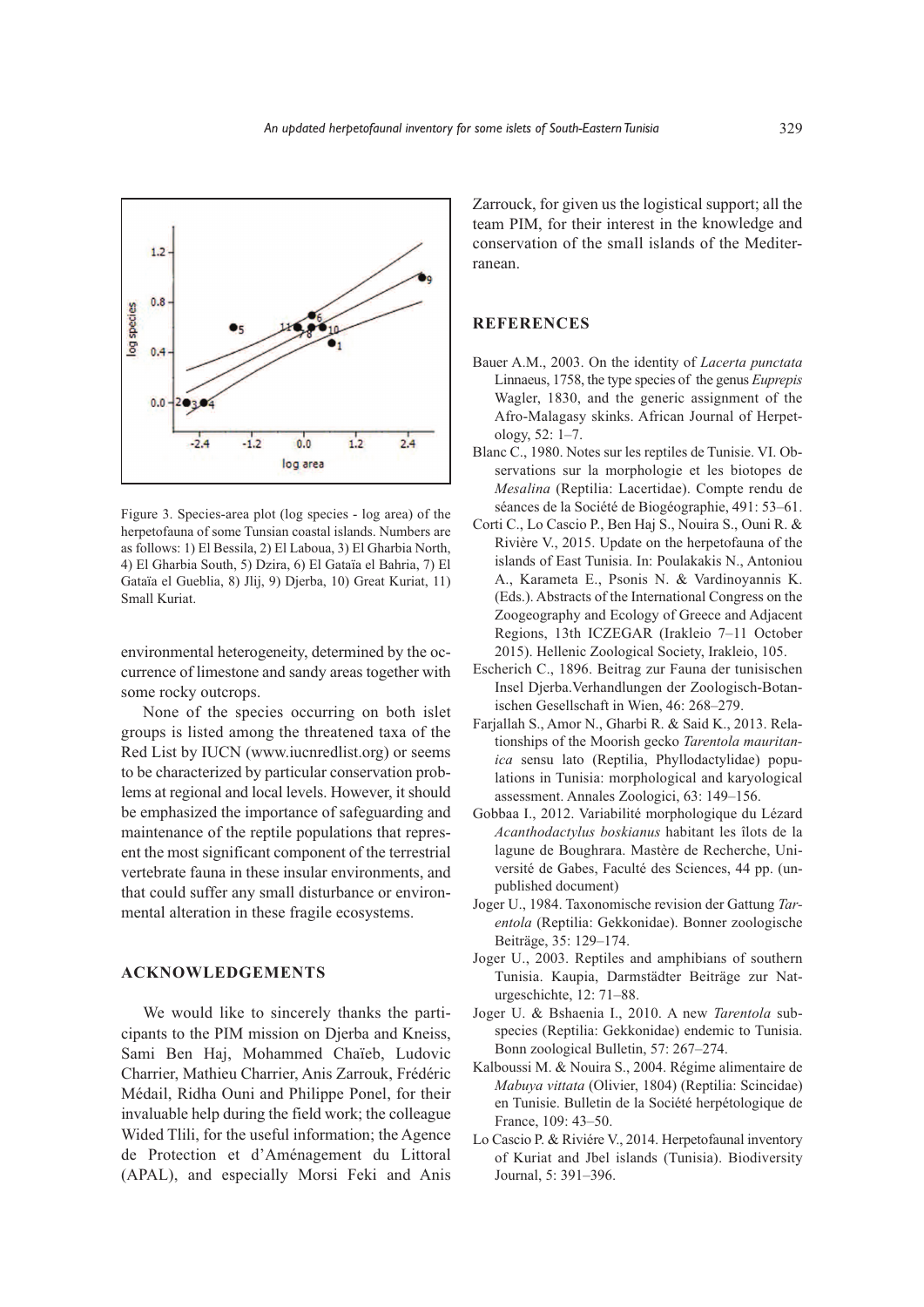Figure 3. Species-area plot (log species - log area) of the herpetofauna of some Tunsian coastal islands. Numbers are as follows: 1) El Bessila, 2) El Laboua, 3) El Gharbia North, 4) El Gharbia South, 5) Dzira, 6) El Gataïa el Bahria, 7) El Gataïa el Gueblia, 8) Jlij, 9) Djerba, 10) Great Kuriat, 11) Small Kuriat.

environmental heterogeneity, determined by the occurrence of limestone and sandy areas together with some rocky outcrops.

None of the species occurring on both islet groups is listed among the threatened taxa of the Red List by IUCN (www.iucnredlist.org) or seems to be characterized by particular conservation problems at regional and local levels. However, it should be emphasized the importance of safeguarding and maintenance of the reptile populations that represent the most significant component of the terrestrial vertebrate fauna in these insular environments, and that could suffer any small disturbance or environmental alteration in these fragile ecosystems.

## ACKNOWLEDGEMENTS

We would like to sincerely thanks the participants to the PIM mission on Djerba and Kneiss, Sami Ben Haj, Mohammed Chaïeb, Ludovic Charrier, Mathieu Charrier, Anis Zarrouk, Frédéric Médail, Ridha Ouni and Philippe Ponel, for their invaluable help during the field work; the colleague Wided Tlili, for the useful information; the Agence de Protection et d'Aménagement du Littoral (APAL), and especially Morsi Feki and Anis Zarrouck, for given us the logistical support; all the team PIM, for their interest in the knowledge and conservation of the small islands of the Mediterranean.

## REFERENCES

Bauer A.M., 2003. On the identity of *Lacerta punctata* Linnaeus, 1758, the type species of the genus *Euprepis* Wagler, 1830, and the generic assignment of the Afro-Malagasy skinks. African Journal of Herpetology, 52: 1–7.

Blanc C., 1980. Notes sur les reptiles de Tunisie. VI. Observations sur la morphologie et les biotopes de *Mesalina* (Reptilia: Lacertidae). Compte rendu de séances de la Société de Biogéographie, 491: 53–61.

Corti C., Lo Cascio P., Ben Haj S., Nouira S., Ouni R. & Rivière V., 2015. Update on the herpetofauna of the islands of East Tunisia. In: Poulakakis N., Antoniou A., Karameta E., Psonis N. & Vardinoyannis K. (Eds.). Abstracts of the International Congress on the Zoogeography and Ecology of Greece and Adjacent Regions, 13th ICZEGAR (Irakleio 7–11 October 2015). Hellenic Zoological Society, Irakleio, 105.

Escherich C., 1896. Beitrag zur Fauna der tunisischen Insel Djerba.Verhandlungen der Zoologisch-Botanischen Gesellschaft in Wien, 46: 268–279.

Farjallah S., Amor N., Gharbi R. & Said K., 2013. Relationships of the Moorish gecko *Tarentola mauritanica* sensu lato (Reptilia, Phyllodactylidae) populations in Tunisia: morphological and karyological assessment. Annales Zoologici, 63: 149–156.

Gobbaa I., 2012. Variabilité morphologique du Lézard *Acanthodactylus boskianus* habitant les îlots de la lagune de Boughrara. Mastère de Recherche, Université de Gabes, Faculté des Sciences, 44 pp. (unpublished document)

Joger U., 1984. Taxonomische revision der Gattung *Tarentola* (Reptilia: Gekkonidae). Bonner zoologische Beiträge, 35: 129–174.

Joger U., 2003. Reptiles and amphibians of southern Tunisia. Kaupia, Darmstädter Beiträge zur Naturgeschichte, 12: 71–88.

Joger U. & Bshaenia I., 2010. A new *Tarentola* subspecies (Reptilia: Gekkonidae) endemic to Tunisia. Bonn zoological Bulletin, 57: 267–274.

Kalboussi M. & Nouira S., 2004. Régime alimentaire de *Mabuya vittata* (Olivier, 1804) (Reptilia: Scincidae) en Tunisie. Bulletin de la Société herpétologique de France, 109: 43–50.

Lo Cascio P. & Riviére V., 2014. Herpetofaunal inventory of Kuriat and Jbel islands (Tunisia). Biodiversity Journal, 5: 391–396.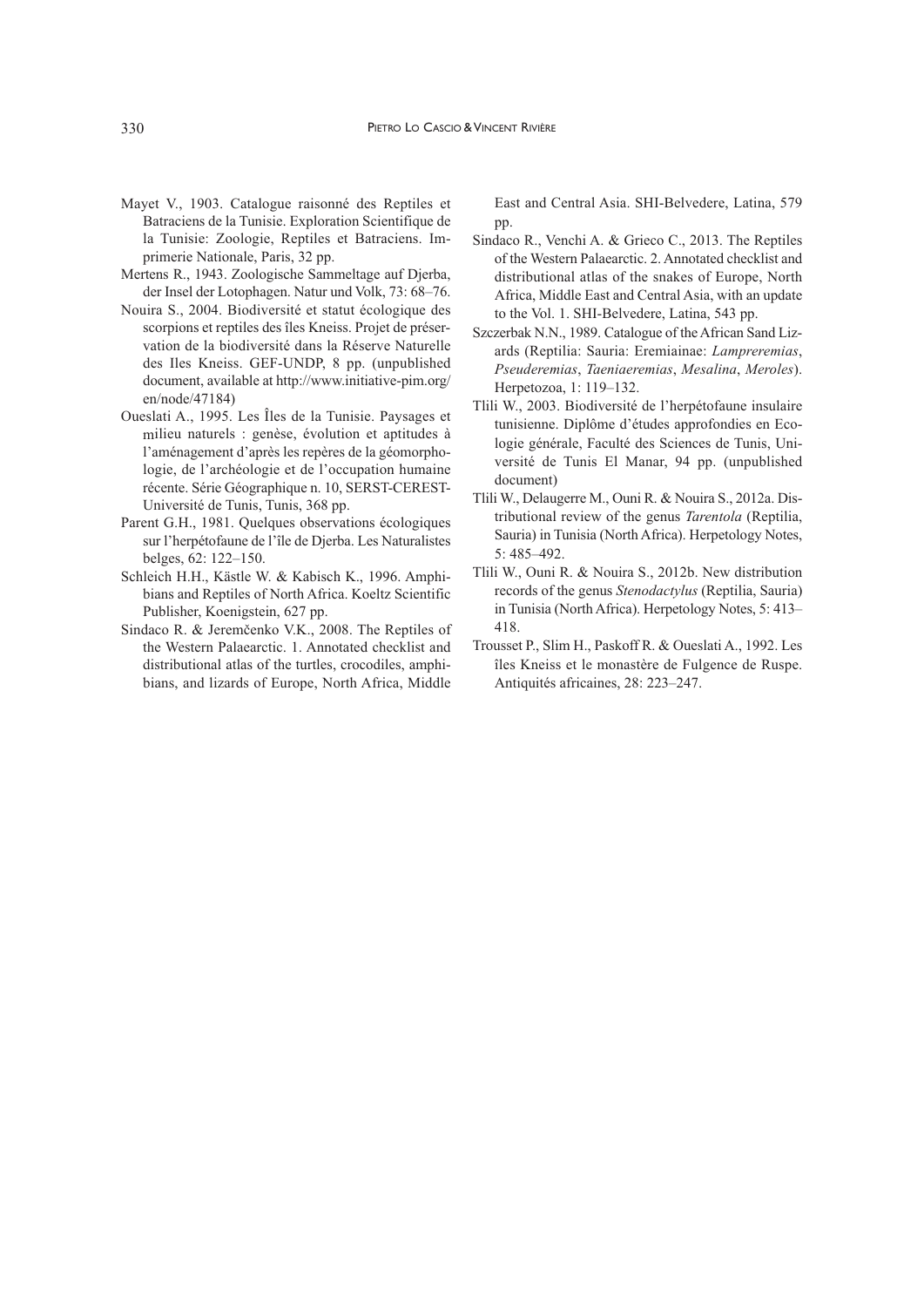Mayet V., 1903. Catalogue raisonné des Reptiles et Batraciens de la Tunisie. Exploration Scientifique de la Tunisie: Zoologie, Reptiles et Batraciens. Imprimerie Nationale, Paris, 32 pp.

Mertens R., 1943. Zoologische Sammeltage auf Djerba, der Insel der Lotophagen. Natur und Volk, 73: 68–76.

Nouira S., 2004. Biodiversité et statut écologique des scorpions et reptiles des îles Kneiss. Projet de préservation de la biodiversité dans la Réserve Naturelle des Iles Kneiss. GEF-UNDP, 8 pp. (unpublished document, available at http://www.initiative-pim.org/en/node/47184)

Oueslati A., 1995. Les Îles de la Tunisie. Paysages et milieu naturels : genèse, évolution et aptitudes à l'aménagement d'après les repères de la géomorphologie, de l'archéologie et de l'occupation humaine récente. Série Géographique n. 10, SERST-CEREST-Université de Tunis, Tunis, 368 pp.

Parent G.H., 1981. Quelques observations écologiques sur l'herpétofaune de l'île de Djerba. Les Naturalistes belges, 62: 122–150.

Schleich H.H., Kästle W. & Kabisch K., 1996. Amphibians and Reptiles of North Africa. Koeltz Scientific Publisher, Koenigstein, 627 pp.

Sindaco R. & Jeremčenko V.K., 2008. The Reptiles of the Western Palaearctic. 1. Annotated checklist and distributional atlas of the turtles, crocodiles, amphibians, and lizards of Europe, North Africa, Middle East and Central Asia. SHI-Belvedere, Latina, 579 pp.

Sindaco R., Venchi A. & Grieco C., 2013. The Reptiles of the Western Palaearctic. 2. Annotated checklist and distributional atlas of the snakes of Europe, North Africa, Middle East and Central Asia, with an update to the Vol. 1. SHI-Belvedere, Latina, 543 pp.

Szczerbak N.N., 1989. Catalogue of the African Sand Lizards (Reptilia: Sauria: Eremiainae: *Lampreremias*, *Pseuderemias*, *Taeniaeremias*, *Mesalina*, *Meroles*). Herpetozoa, 1: 119–132.

Tlili W., 2003. Biodiversité de l'herpétofaune insulaire tunisienne. Diplôme d'études approfondies en Ecologie générale, Faculté des Sciences de Tunis, Université de Tunis El Manar, 94 pp. (unpublished document)

Tlili W., Delaugerre M., Ouni R. & Nouira S., 2012a. Distributional review of the genus *Tarentola* (Reptilia, Sauria) in Tunisia (North Africa). Herpetology Notes, 5: 485–492.

Tlili W., Ouni R. & Nouira S., 2012b. New distribution records of the genus *Stenodactylus* (Reptilia, Sauria) in Tunisia (North Africa). Herpetology Notes, 5: 413–418.

Trousset P., Slim H., Paskoff R. & Oueslati A., 1992. Les îles Kneiss et le monastère de Fulgence de Ruspe. Antiquités africaines, 28: 223–247.